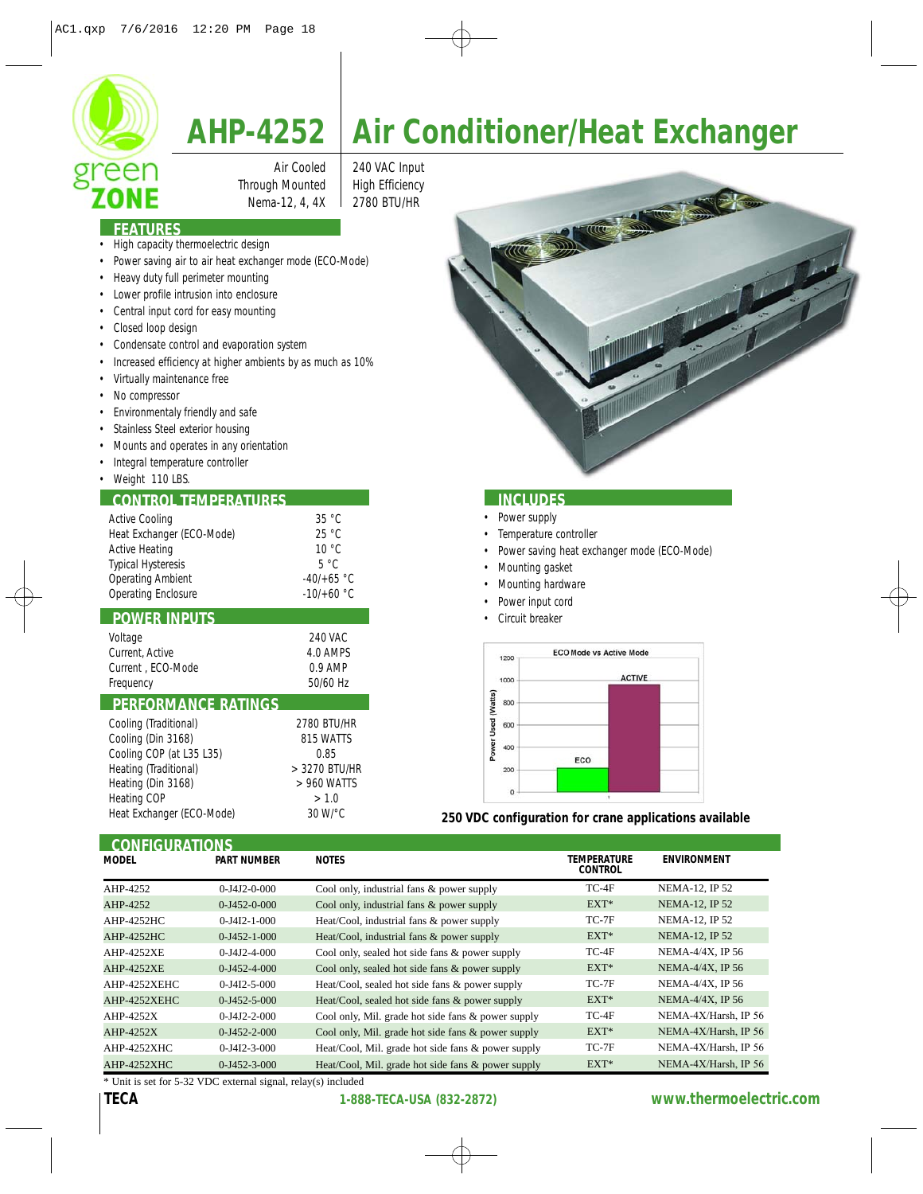# AHP-4252 Air Conditioner/Heat Exchanger

Air Cooled
Through Mounted
Nema-12, 4, 4X

240 VAC Input
High Efficiency
2780 BTU/HR

## FEATURES

- High capacity thermoelectric design
- Power saving air to air heat exchanger mode (ECO-Mode)
- Heavy duty full perimeter mounting
- Lower profile intrusion into enclosure
- Central input cord for easy mounting
- Closed loop design
- Condensate control and evaporation system
- Increased efficiency at higher ambients by as much as 10%
- Virtually maintenance free
- No compressor
- Environmentaly friendly and safe
- Stainless Steel exterior housing
- Mounts and operates in any orientation
- Integral temperature controller
- Weight 110 LBS.

## CONTROL TEMPERATURES

| | |
|---|---|
| Active Cooling | 35 °C |
| Heat Exchanger (ECO-Mode) | 25 °C |
| Active Heating | 10 °C |
| Typical Hysteresis | 5 °C |
| Operating Ambient | -40/+65 °C |
| Operating Enclosure | -10/+60 °C |

## POWER INPUTS

| | |
|---|---|
| Voltage | 240 VAC |
| Current, Active | 4.0 AMPS |
| Current , ECO-Mode | 0.9 AMP |
| Frequency | 50/60 Hz |

## PERFORMANCE RATINGS

| | |
|---|---|
| Cooling (Traditional) | 2780 BTU/HR |
| Cooling (Din 3168) | 815 WATTS |
| Cooling COP (at L35 L35) | 0.85 |
| Heating (Traditional) | > 3270 BTU/HR |
| Heating (Din 3168) | > 960 WATTS |
| Heating COP | > 1.0 |
| Heat Exchanger (ECO-Mode) | 30 W/°C |

## INCLUDES

- Power supply
- Temperature controller
- Power saving heat exchanger mode (ECO-Mode)
- Mounting gasket
- Mounting hardware
- Power input cord
- Circuit breaker

ECO Mode vs Active Mode

| Mode | Power Used (Watts) |
|---|---|
| ECO | ~220 |
| ACTIVE | ~960 |

**250 VDC configuration for crane applications available**

## CONFIGURATIONS

| MODEL | PART NUMBER | NOTES | TEMPERATURE CONTROL | ENVIRONMENT |
|---|---|---|---|---|
| AHP-4252 | 0-J4J2-0-000 | Cool only, industrial fans & power supply | TC-4F | NEMA-12, IP 52 |
| AHP-4252 | 0-J452-0-000 | Cool only, industrial fans & power supply | EXT* | NEMA-12, IP 52 |
| AHP-4252HC | 0-J4I2-1-000 | Heat/Cool, industrial fans & power supply | TC-7F | NEMA-12, IP 52 |
| AHP-4252HC | 0-J452-1-000 | Heat/Cool, industrial fans & power supply | EXT* | NEMA-12, IP 52 |
| AHP-4252XE | 0-J4J2-4-000 | Cool only, sealed hot side fans & power supply | TC-4F | NEMA-4/4X, IP 56 |
| AHP-4252XE | 0-J452-4-000 | Cool only, sealed hot side fans & power supply | EXT* | NEMA-4/4X, IP 56 |
| AHP-4252XEHC | 0-J4I2-5-000 | Heat/Cool, sealed hot side fans & power supply | TC-7F | NEMA-4/4X, IP 56 |
| AHP-4252XEHC | 0-J452-5-000 | Heat/Cool, sealed hot side fans & power supply | EXT* | NEMA-4/4X, IP 56 |
| AHP-4252X | 0-J4J2-2-000 | Cool only, Mil. grade hot side fans & power supply | TC-4F | NEMA-4X/Harsh, IP 56 |
| AHP-4252X | 0-J452-2-000 | Cool only, Mil. grade hot side fans & power supply | EXT* | NEMA-4X/Harsh, IP 56 |
| AHP-4252XHC | 0-J4I2-3-000 | Heat/Cool, Mil. grade hot side fans & power supply | TC-7F | NEMA-4X/Harsh, IP 56 |
| AHP-4252XHC | 0-J452-3-000 | Heat/Cool, Mil. grade hot side fans & power supply | EXT* | NEMA-4X/Harsh, IP 56 |

* Unit is set for 5-32 VDC external signal, relay(s) included

**TECA** **1-888-TECA-USA (832-2872)** **www.thermoelectric.com**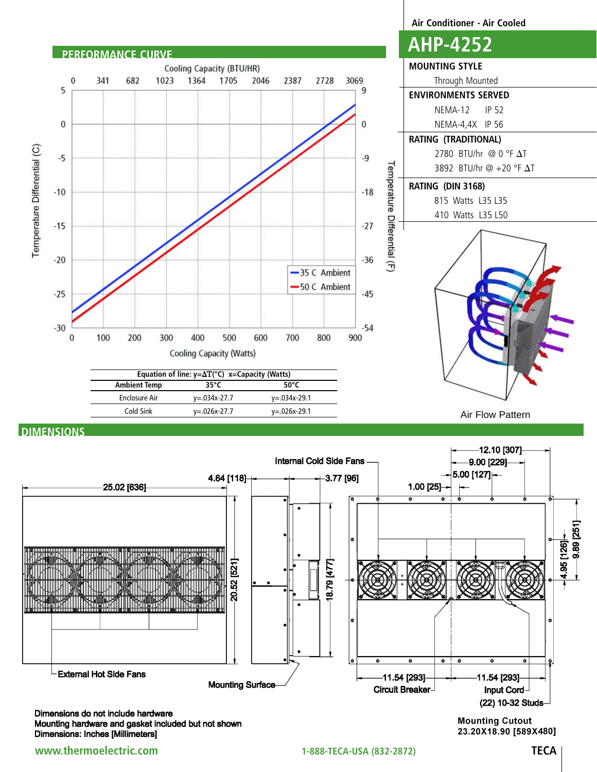Air Conditioner - Air Cooled

# AHP-4252

**MOUNTING STYLE**

Through Mounted

**ENVIRONMENTS SERVED**

NEMA-12 IP 52

NEMA-4,4X IP 56

**RATING (TRADITIONAL)**

2780 BTU/hr @ 0 °F ΔT

3892 BTU/hr @ +20 °F ΔT

**RATING (DIN 3168)**

815 Watts L35 L35

410 Watts L35 L50

## PERFORMANCE CURVE

Cooling Capacity (BTU/HR)

0 341 682 1023 1364 1705 2046 2387 2728 3069

Temperature Differential (C)

5 0 -5 -10 -15 -20 -25 -30

Temperature Differential (F)

9 0 -9 -18 -27 -36 -45 -54

0 100 200 300 400 500 600 700 800 900

Cooling Capacity (Watts)

35 C Ambient

50 C Ambient

| Equation of line: y=ΔT(°C) x=Capacity (Watts) | | |
|---|---|---|
| Ambient Temp | 35°C | 50°C |
| Enclosure Air | y=.034x-27.7 | y=.034x-29.1 |
| Cold Sink | y=.026x-27.7 | y=.026x-29.1 |

Air Flow Pattern

## DIMENSIONS

25.02 [636]

20.52 [521]

External Hot Side Fans

4.64 [118]

3.77 [96]

18.79 [477]

Internal Cold Side Fans

Mounting Surface

12.10 [307]

9.00 [229]

5.00 [127]

1.00 [25]

9.89 [251]

4.95 [126]

11.54 [293]

Circuit Breaker

11.54 [293]

Input Cord

(22) 10-32 Studs

Dimensions do not include hardware

Mounting hardware and gasket included but not shown

Dimensions: Inches [Millimeters]

Mounting Cutout
23.20X18.90 [589X480]

www.thermoelectric.com

1-888-TECA-USA (832-2872)

TECA